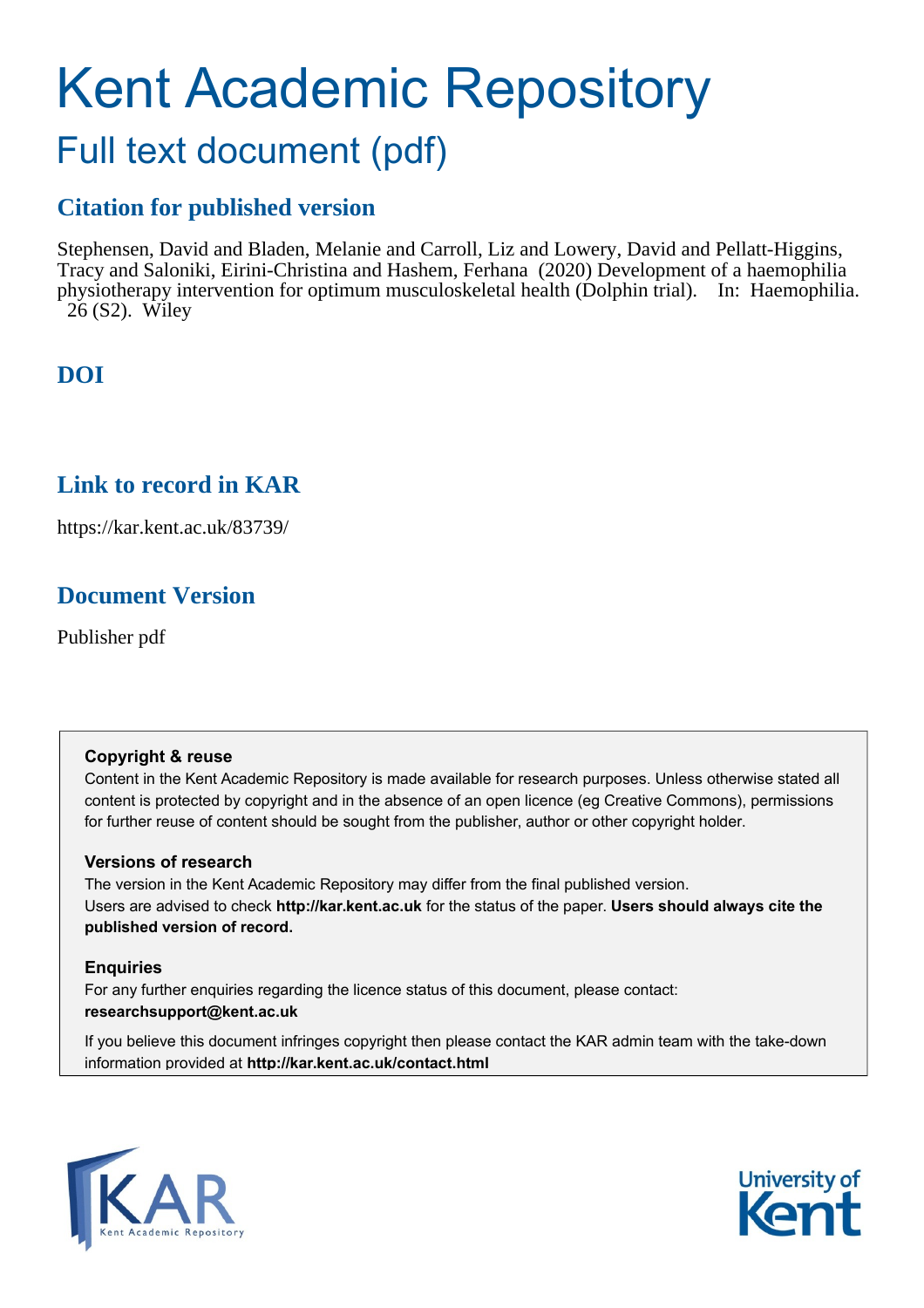# Kent Academic Repository

## Full text document (pdf)

## Citation for published version

Stephensen, David and Bladen, Melanie and Carroll, Liz and Lowery, David and Pellatt-Higgins, Tracy and Saloniki, Eirini-Christina and Hashem, Ferhana (2020) Development of a haemophilia physiotherapy intervention for optimum musculoskeletal health (Dolphin trial). In: Haemophilia. 26 (S2). Wiley

## DOI

## Link to record in KAR

https://kar.kent.ac.uk/83739/

## Document Version

Publisher pdf

**Copyright & reuse**

Content in the Kent Academic Repository is made available for research purposes. Unless otherwise stated all content is protected by copyright and in the absence of an open licence (eg Creative Commons), permissions for further reuse of content should be sought from the publisher, author or other copyright holder.

**Versions of research**

The version in the Kent Academic Repository may differ from the final published version. Users are advised to check **http://kar.kent.ac.uk** for the status of the paper. **Users should always cite the published version of record.**

**Enquiries**

For any further enquiries regarding the licence status of this document, please contact: **researchsupport@kent.ac.uk**

If you believe this document infringes copyright then please contact the KAR admin team with the take-down information provided at **http://kar.kent.ac.uk/contact.html**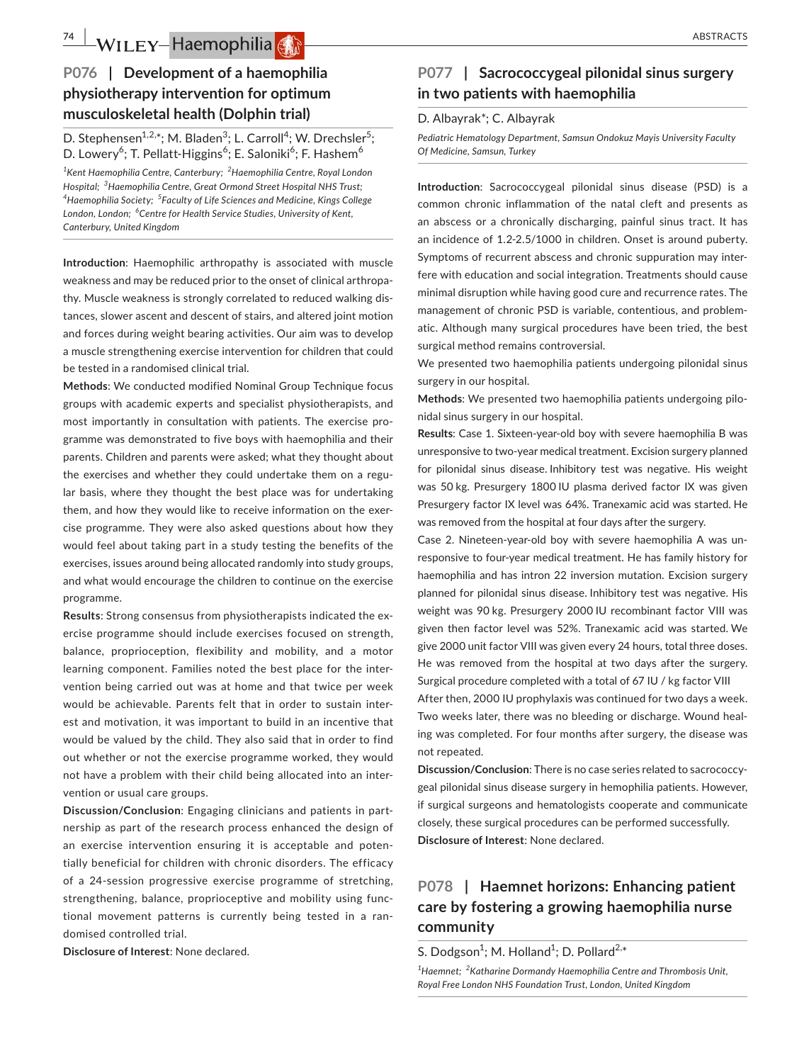## P076 | Development of a haemophilia physiotherapy intervention for optimum musculoskeletal health (Dolphin trial)

D. Stephensen[1,2,*]; M. Bladen[3]; L. Carroll[4]; W. Drechsler[5]; D. Lowery[6]; T. Pellatt-Higgins[6]; E. Saloniki[6]; F. Hashem[6]

*[1]Kent Haemophilia Centre, Canterbury; [2]Haemophilia Centre, Royal London Hospital; [3]Haemophilia Centre, Great Ormond Street Hospital NHS Trust; [4]Haemophilia Society; [5]Faculty of Life Sciences and Medicine, Kings College London, London; [6]Centre for Health Service Studies, University of Kent, Canterbury, United Kingdom*

**Introduction**: Haemophilic arthropathy is associated with muscle weakness and may be reduced prior to the onset of clinical arthropathy. Muscle weakness is strongly correlated to reduced walking distances, slower ascent and descent of stairs, and altered joint motion and forces during weight bearing activities. Our aim was to develop a muscle strengthening exercise intervention for children that could be tested in a randomised clinical trial.

**Methods**: We conducted modified Nominal Group Technique focus groups with academic experts and specialist physiotherapists, and most importantly in consultation with patients. The exercise programme was demonstrated to five boys with haemophilia and their parents. Children and parents were asked; what they thought about the exercises and whether they could undertake them on a regular basis, where they thought the best place was for undertaking them, and how they would like to receive information on the exercise programme. They were also asked questions about how they would feel about taking part in a study testing the benefits of the exercises, issues around being allocated randomly into study groups, and what would encourage the children to continue on the exercise programme.

**Results**: Strong consensus from physiotherapists indicated the exercise programme should include exercises focused on strength, balance, proprioception, flexibility and mobility, and a motor learning component. Families noted the best place for the intervention being carried out was at home and that twice per week would be achievable. Parents felt that in order to sustain interest and motivation, it was important to build in an incentive that would be valued by the child. They also said that in order to find out whether or not the exercise programme worked, they would not have a problem with their child being allocated into an intervention or usual care groups.

**Discussion/Conclusion**: Engaging clinicians and patients in partnership as part of the research process enhanced the design of an exercise intervention ensuring it is acceptable and potentially beneficial for children with chronic disorders. The efficacy of a 24-session progressive exercise programme of stretching, strengthening, balance, proprioceptive and mobility using functional movement patterns is currently being tested in a randomised controlled trial.

**Disclosure of Interest**: None declared.

## P077 | Sacrococcygeal pilonidal sinus surgery in two patients with haemophilia

D. Albayrak*; C. Albayrak

*Pediatric Hematology Department, Samsun Ondokuz Mayis University Faculty Of Medicine, Samsun, Turkey*

**Introduction**: Sacrococcygeal pilonidal sinus disease (PSD) is a common chronic inflammation of the natal cleft and presents as an abscess or a chronically discharging, painful sinus tract. It has an incidence of 1.2-2.5/1000 in children. Onset is around puberty. Symptoms of recurrent abscess and chronic suppuration may interfere with education and social integration. Treatments should cause minimal disruption while having good cure and recurrence rates. The management of chronic PSD is variable, contentious, and problematic. Although many surgical procedures have been tried, the best surgical method remains controversial.

We presented two haemophilia patients undergoing pilonidal sinus surgery in our hospital.

**Methods**: We presented two haemophilia patients undergoing pilonidal sinus surgery in our hospital.

**Results**: Case 1. Sixteen-year-old boy with severe haemophilia B was unresponsive to two-year medical treatment. Excision surgery planned for pilonidal sinus disease. Inhibitory test was negative. His weight was 50 kg. Presurgery 1800 IU plasma derived factor IX was given Presurgery factor IX level was 64%. Tranexamic acid was started. He was removed from the hospital at four days after the surgery.

Case 2. Nineteen-year-old boy with severe haemophilia A was unresponsive to four-year medical treatment. He has family history for haemophilia and has intron 22 inversion mutation. Excision surgery planned for pilonidal sinus disease. Inhibitory test was negative. His weight was 90 kg. Presurgery 2000 IU recombinant factor VIII was given then factor level was 52%. Tranexamic acid was started. We give 2000 unit factor VIII was given every 24 hours, total three doses. He was removed from the hospital at two days after the surgery. Surgical procedure completed with a total of 67 IU / kg factor VIII

After then, 2000 IU prophylaxis was continued for two days a week. Two weeks later, there was no bleeding or discharge. Wound healing was completed. For four months after surgery, the disease was not repeated.

**Discussion/Conclusion**: There is no case series related to sacrococcygeal pilonidal sinus disease surgery in hemophilia patients. However, if surgical surgeons and hematologists cooperate and communicate closely, these surgical procedures can be performed successfully.

**Disclosure of Interest**: None declared.

## P078 | Haemnet horizons: Enhancing patient care by fostering a growing haemophilia nurse community

S. Dodgson[1]; M. Holland[1]; D. Pollard[2,*]

*[1]Haemnet; [2]Katharine Dormandy Haemophilia Centre and Thrombosis Unit, Royal Free London NHS Foundation Trust, London, United Kingdom*